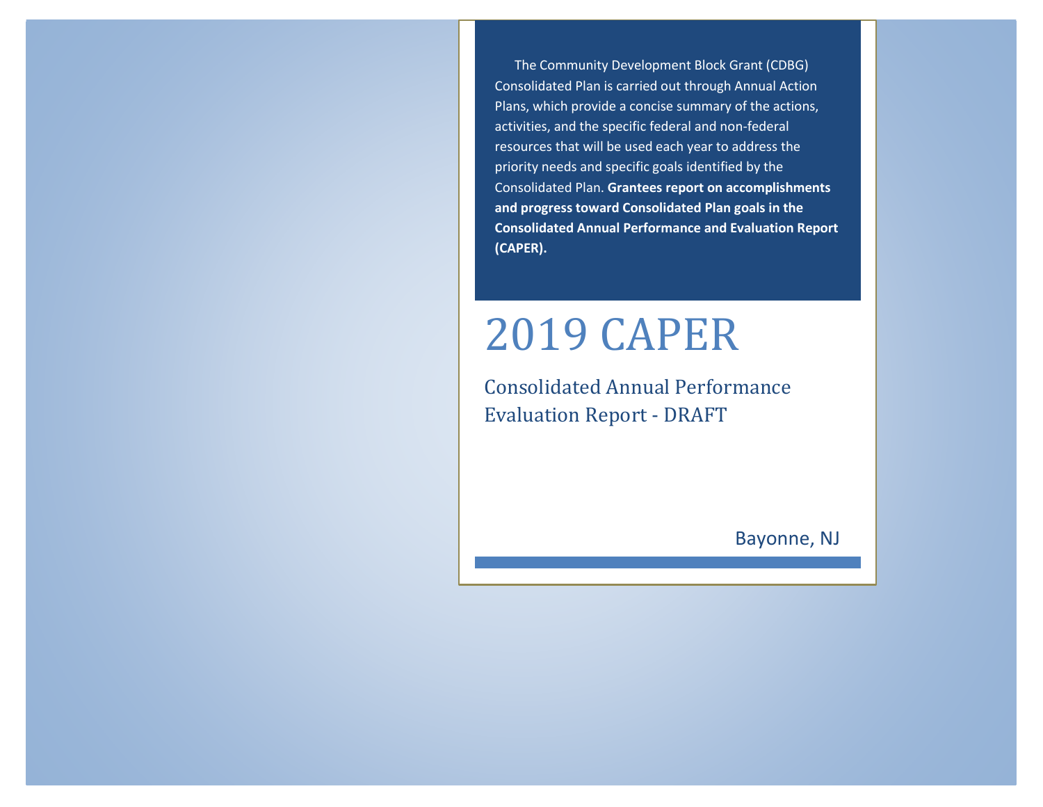The Community Development Block Grant (CDBG) Consolidated Plan is carried out through Annual Action Plans, which provide a concise summary of the actions, activities, and the specific federal and non-federal resources that will be used each year to address the priority needs and specific goals identified by the Consolidated Plan. **Grantees report on accomplishments and progress toward Consolidated Plan goals in the Consolidated Annual Performance and Evaluation Report (CAPER).**

# 2019 CAPER

## Consolidated Annual Performance Evaluation Report - DRAFT

Bayonne, NJ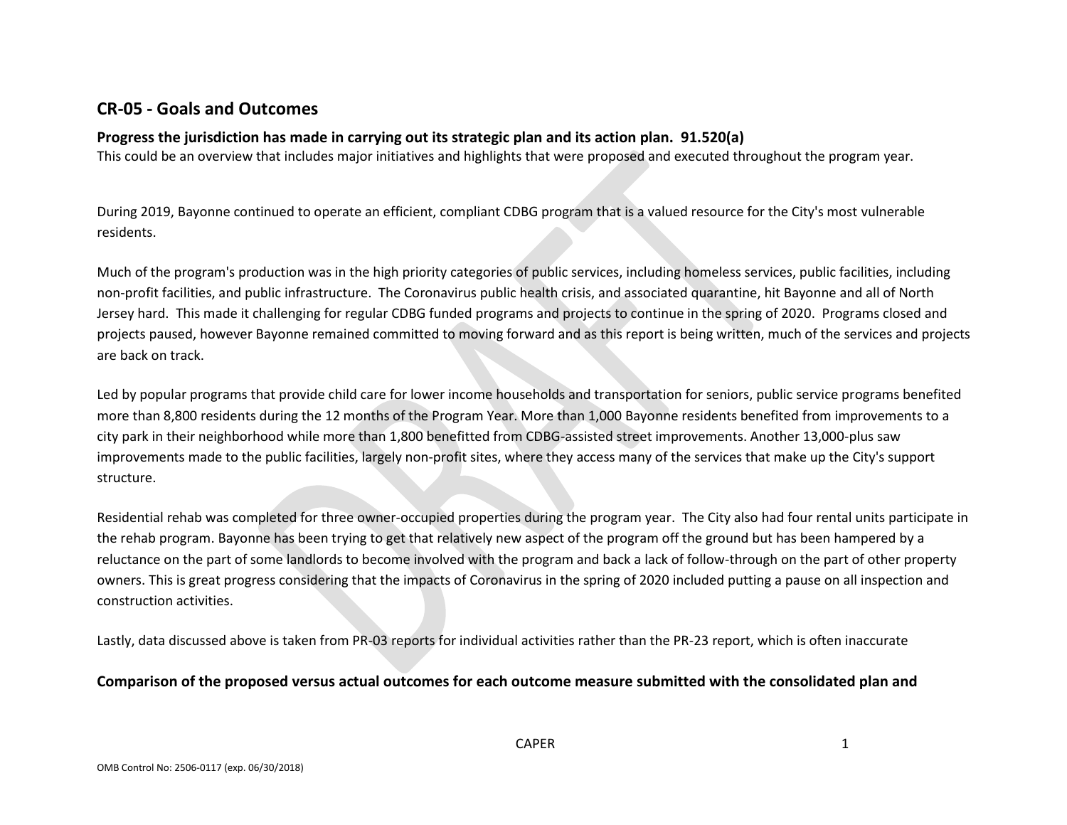## CR-05 - Goals and Outcomes

**Progress the jurisdiction has made in carrying out its strategic plan and its action plan. 91.520(a)**

This could be an overview that includes major initiatives and highlights that were proposed and executed throughout the program year.

During 2019, Bayonne continued to operate an efficient, compliant CDBG program that is a valued resource for the City's most vulnerable residents.

Much of the program's production was in the high priority categories of public services, including homeless services, public facilities, including non-profit facilities, and public infrastructure. The Coronavirus public health crisis, and associated quarantine, hit Bayonne and all of North Jersey hard. This made it challenging for regular CDBG funded programs and projects to continue in the spring of 2020. Programs closed and projects paused, however Bayonne remained committed to moving forward and as this report is being written, much of the services and projects are back on track.

Led by popular programs that provide child care for lower income households and transportation for seniors, public service programs benefited more than 8,800 residents during the 12 months of the Program Year. More than 1,000 Bayonne residents benefited from improvements to a city park in their neighborhood while more than 1,800 benefitted from CDBG-assisted street improvements. Another 13,000-plus saw improvements made to the public facilities, largely non-profit sites, where they access many of the services that make up the City's support structure.

Residential rehab was completed for three owner-occupied properties during the program year. The City also had four rental units participate in the rehab program. Bayonne has been trying to get that relatively new aspect of the program off the ground but has been hampered by a reluctance on the part of some landlords to become involved with the program and back a lack of follow-through on the part of other property owners. This is great progress considering that the impacts of Coronavirus in the spring of 2020 included putting a pause on all inspection and construction activities.

Lastly, data discussed above is taken from PR-03 reports for individual activities rather than the PR-23 report, which is often inaccurate

**Comparison of the proposed versus actual outcomes for each outcome measure submitted with the consolidated plan and**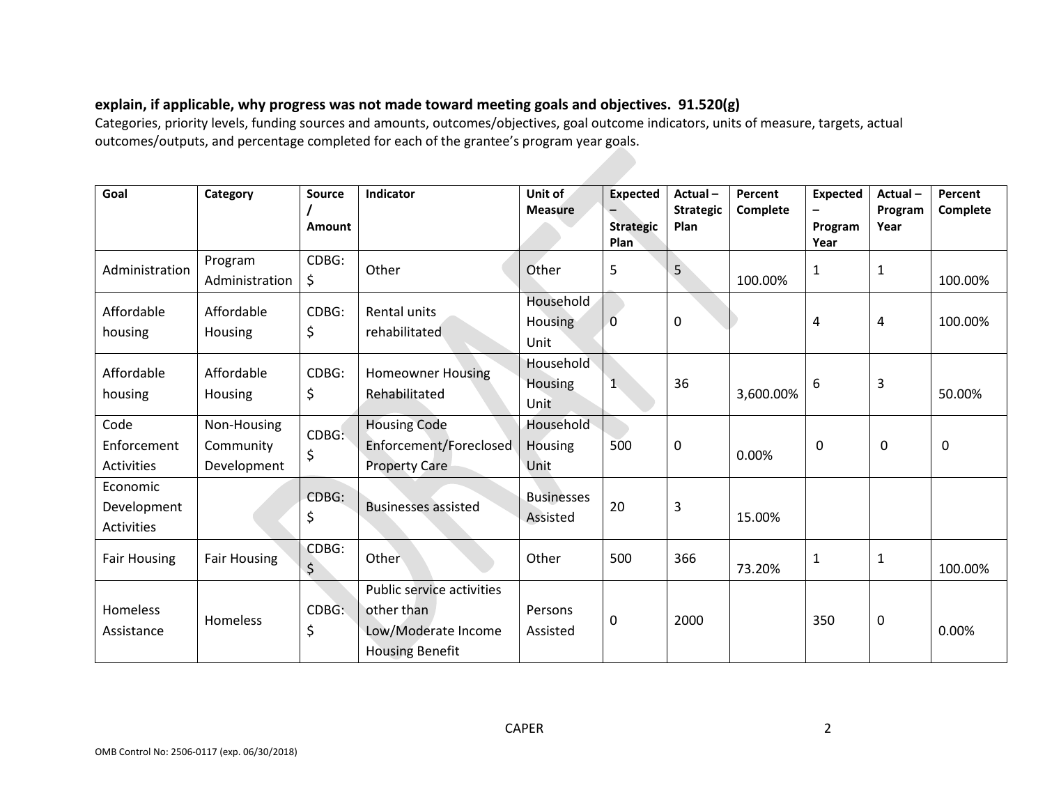**explain, if applicable, why progress was not made toward meeting goals and objectives. 91.520(g)**

Categories, priority levels, funding sources and amounts, outcomes/objectives, goal outcome indicators, units of measure, targets, actual outcomes/outputs, and percentage completed for each of the grantee's program year goals.

| Goal | Category | Source / Amount | Indicator | Unit of Measure | Expected – Strategic Plan | Actual – Strategic Plan | Percent Complete | Expected – Program Year | Actual – Program Year | Percent Complete |
|---|---|---|---|---|---|---|---|---|---|---|
| Administration | Program Administration | CDBG: $ | Other | Other | 5 | 5 | 100.00% | 1 | 1 | 100.00% |
| Affordable housing | Affordable Housing | CDBG: $ | Rental units rehabilitated | Household Housing Unit | 0 | 0 | | 4 | 4 | 100.00% |
| Affordable housing | Affordable Housing | CDBG: $ | Homeowner Housing Rehabilitated | Household Housing Unit | 1 | 36 | 3,600.00% | 6 | 3 | 50.00% |
| Code Enforcement Activities | Non-Housing Community Development | CDBG: $ | Housing Code Enforcement/Foreclosed Property Care | Household Housing Unit | 500 | 0 | 0.00% | 0 | 0 | 0 |
| Economic Development Activities | | CDBG: $ | Businesses assisted | Businesses Assisted | 20 | 3 | 15.00% | | | |
| Fair Housing | Fair Housing | CDBG: $ | Other | Other | 500 | 366 | 73.20% | 1 | 1 | 100.00% |
| Homeless Assistance | Homeless | CDBG: $ | Public service activities other than Low/Moderate Income Housing Benefit | Persons Assisted | 0 | 2000 | | 350 | 0 | 0.00% |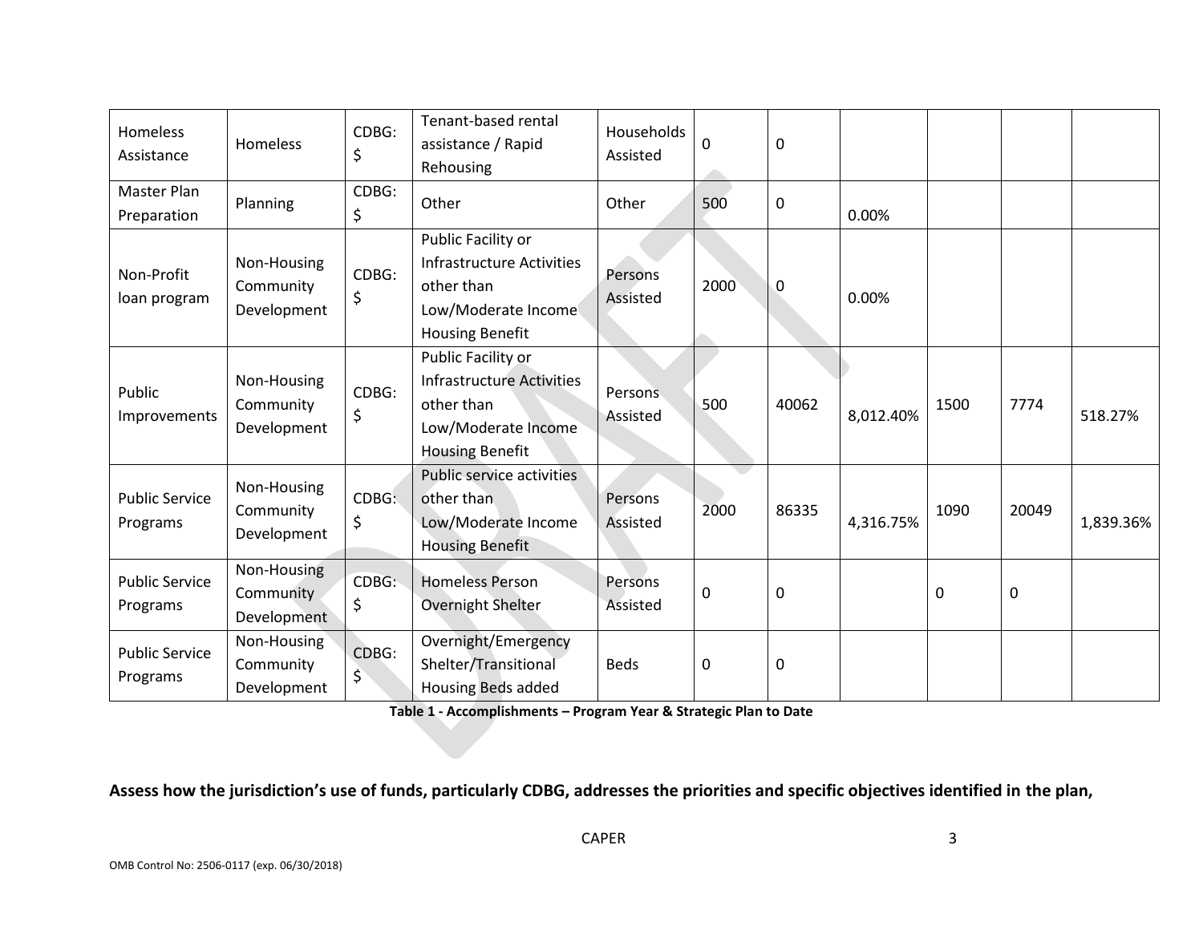| Homeless Assistance | Homeless | CDBG: $ | Tenant-based rental assistance / Rapid Rehousing | Households Assisted | 0 | 0 | | | | |
|---|---|---|---|---|---|---|---|---|---|---|
| Master Plan Preparation | Planning | CDBG: $ | Other | Other | 500 | 0 | 0.00% | | | |
| Non-Profit loan program | Non-Housing Community Development | CDBG: $ | Public Facility or Infrastructure Activities other than Low/Moderate Income Housing Benefit | Persons Assisted | 2000 | 0 | 0.00% | | | |
| Public Improvements | Non-Housing Community Development | CDBG: $ | Public Facility or Infrastructure Activities other than Low/Moderate Income Housing Benefit | Persons Assisted | 500 | 40062 | 8,012.40% | 1500 | 7774 | 518.27% |
| Public Service Programs | Non-Housing Community Development | CDBG: $ | Public service activities other than Low/Moderate Income Housing Benefit | Persons Assisted | 2000 | 86335 | 4,316.75% | 1090 | 20049 | 1,839.36% |
| Public Service Programs | Non-Housing Community Development | CDBG: $ | Homeless Person Overnight Shelter | Persons Assisted | 0 | 0 | | 0 | 0 | |
| Public Service Programs | Non-Housing Community Development | CDBG: $ | Overnight/Emergency Shelter/Transitional Housing Beds added | Beds | 0 | 0 | | | | |

**Table 1 - Accomplishments – Program Year & Strategic Plan to Date**

**Assess how the jurisdiction's use of funds, particularly CDBG, addresses the priorities and specific objectives identified in the plan,**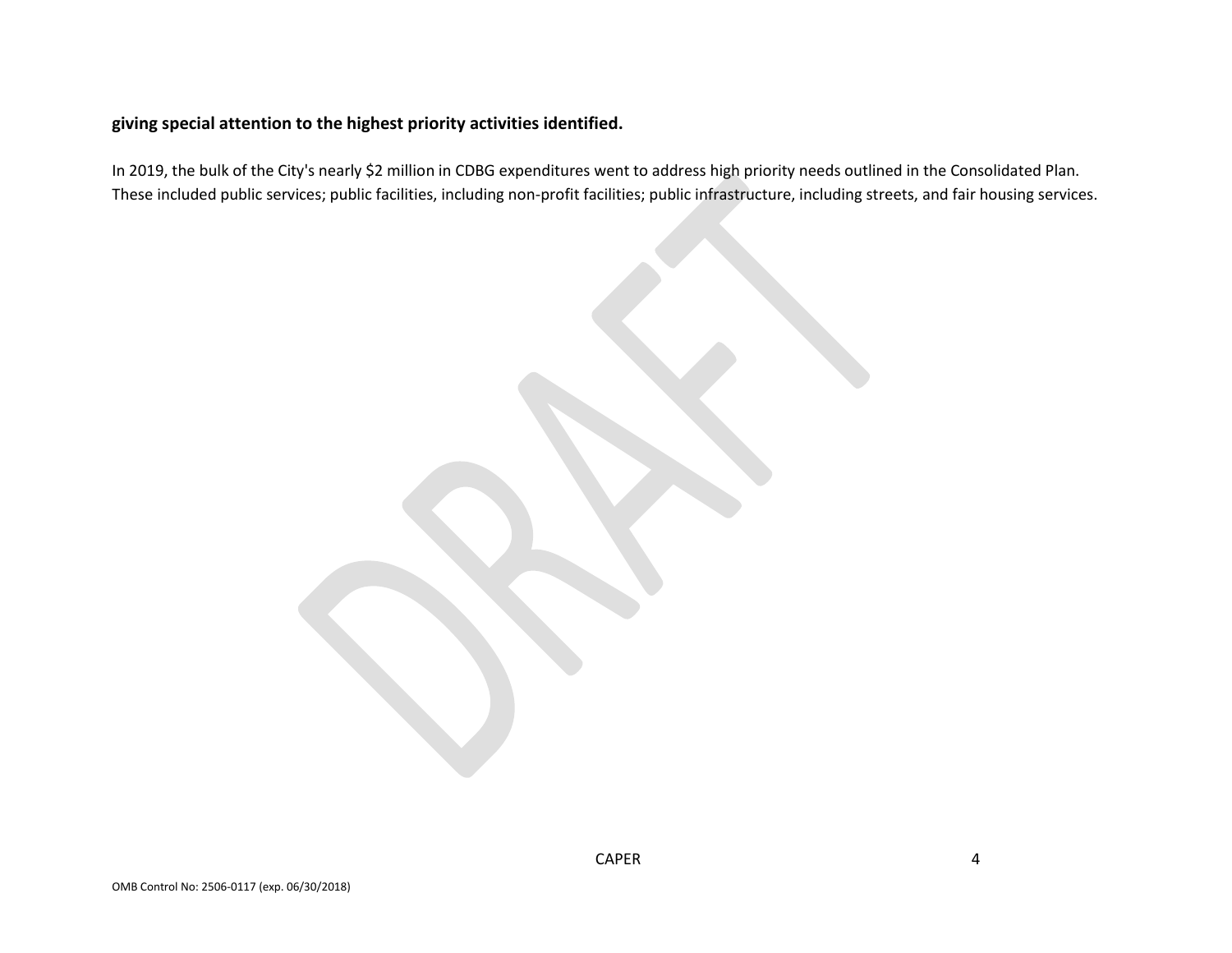**giving special attention to the highest priority activities identified.**

In 2019, the bulk of the City's nearly $2 million in CDBG expenditures went to address high priority needs outlined in the Consolidated Plan. These included public services; public facilities, including non-profit facilities; public infrastructure, including streets, and fair housing services.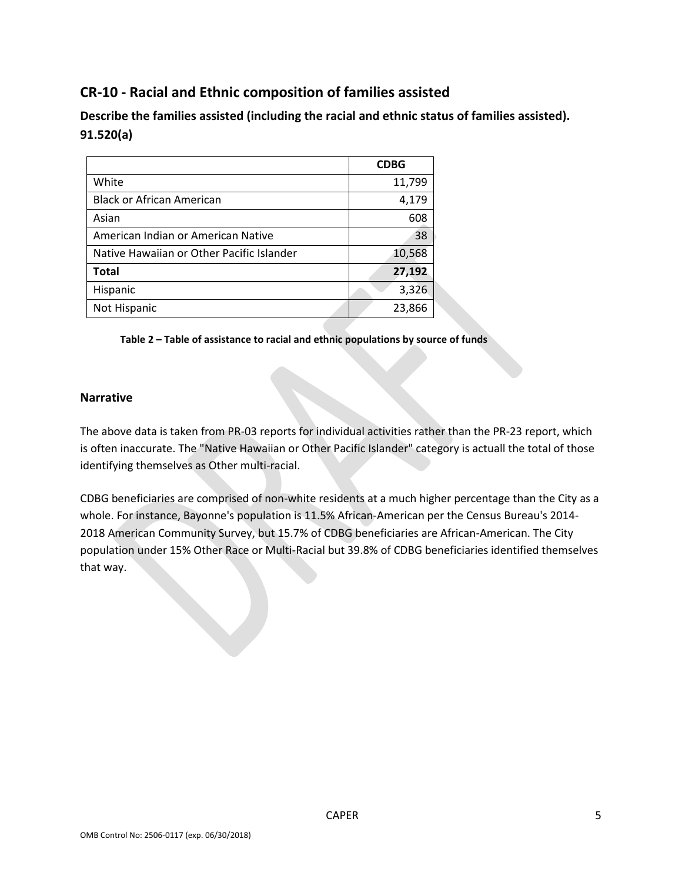## CR-10 - Racial and Ethnic composition of families assisted

### Describe the families assisted (including the racial and ethnic status of families assisted). 91.520(a)

| | CDBG |
|---|---:|
| White | 11,799 |
| Black or African American | 4,179 |
| Asian | 608 |
| American Indian or American Native | 38 |
| Native Hawaiian or Other Pacific Islander | 10,568 |
| **Total** | **27,192** |
| Hispanic | 3,326 |
| Not Hispanic | 23,866 |

**Table 2 – Table of assistance to racial and ethnic populations by source of funds**

### Narrative

The above data is taken from PR-03 reports for individual activities rather than the PR-23 report, which is often inaccurate. The "Native Hawaiian or Other Pacific Islander" category is actuall the total of those identifying themselves as Other multi-racial.

CDBG beneficiaries are comprised of non-white residents at a much higher percentage than the City as a whole. For instance, Bayonne's population is 11.5% African-American per the Census Bureau's 2014-2018 American Community Survey, but 15.7% of CDBG beneficiaries are African-American. The City population under 15% Other Race or Multi-Racial but 39.8% of CDBG beneficiaries identified themselves that way.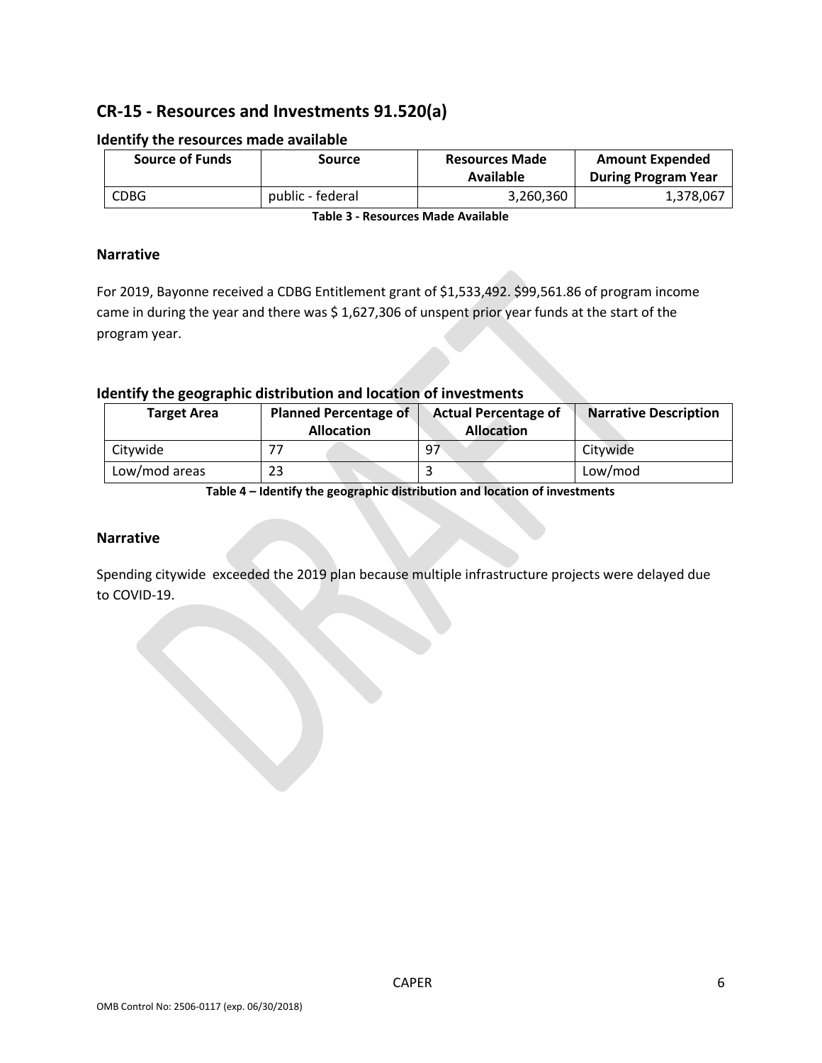## CR-15 - Resources and Investments 91.520(a)

### Identify the resources made available

| Source of Funds | Source | Resources Made Available | Amount Expended During Program Year |
|---|---|---|---|
| CDBG | public - federal | 3,260,360 | 1,378,067 |

**Table 3 - Resources Made Available**

### Narrative

For 2019, Bayonne received a CDBG Entitlement grant of $1,533,492. $99,561.86 of program income came in during the year and there was $ 1,627,306 of unspent prior year funds at the start of the program year.

### Identify the geographic distribution and location of investments

| Target Area | Planned Percentage of Allocation | Actual Percentage of Allocation | Narrative Description |
|---|---|---|---|
| Citywide | 77 | 97 | Citywide |
| Low/mod areas | 23 | 3 | Low/mod |

**Table 4 – Identify the geographic distribution and location of investments**

### Narrative

Spending citywide exceeded the 2019 plan because multiple infrastructure projects were delayed due to COVID-19.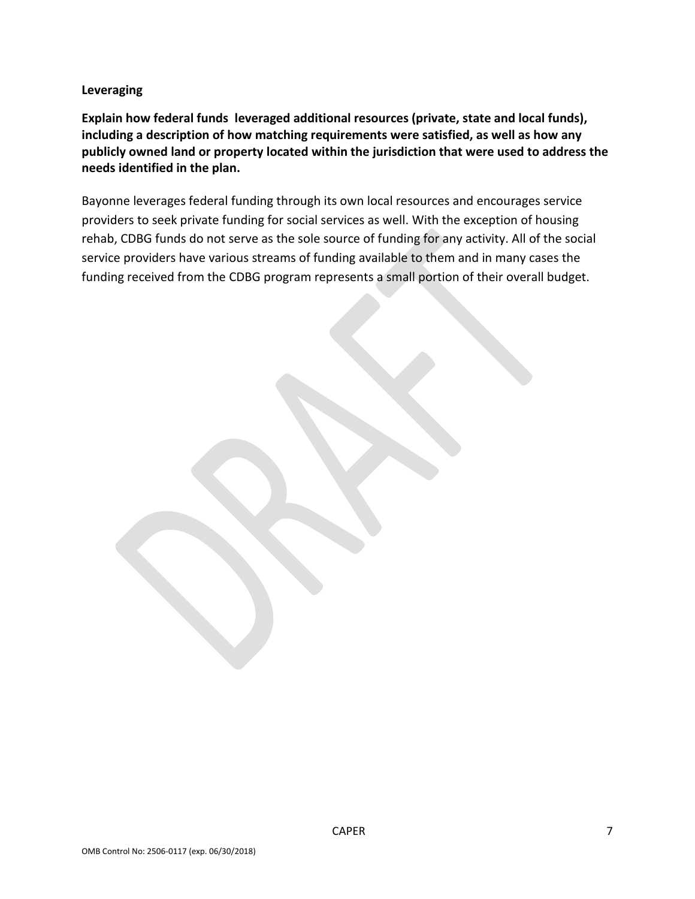**Leveraging**

**Explain how federal funds leveraged additional resources (private, state and local funds), including a description of how matching requirements were satisfied, as well as how any publicly owned land or property located within the jurisdiction that were used to address the needs identified in the plan.**

Bayonne leverages federal funding through its own local resources and encourages service providers to seek private funding for social services as well. With the exception of housing rehab, CDBG funds do not serve as the sole source of funding for any activity. All of the social service providers have various streams of funding available to them and in many cases the funding received from the CDBG program represents a small portion of their overall budget.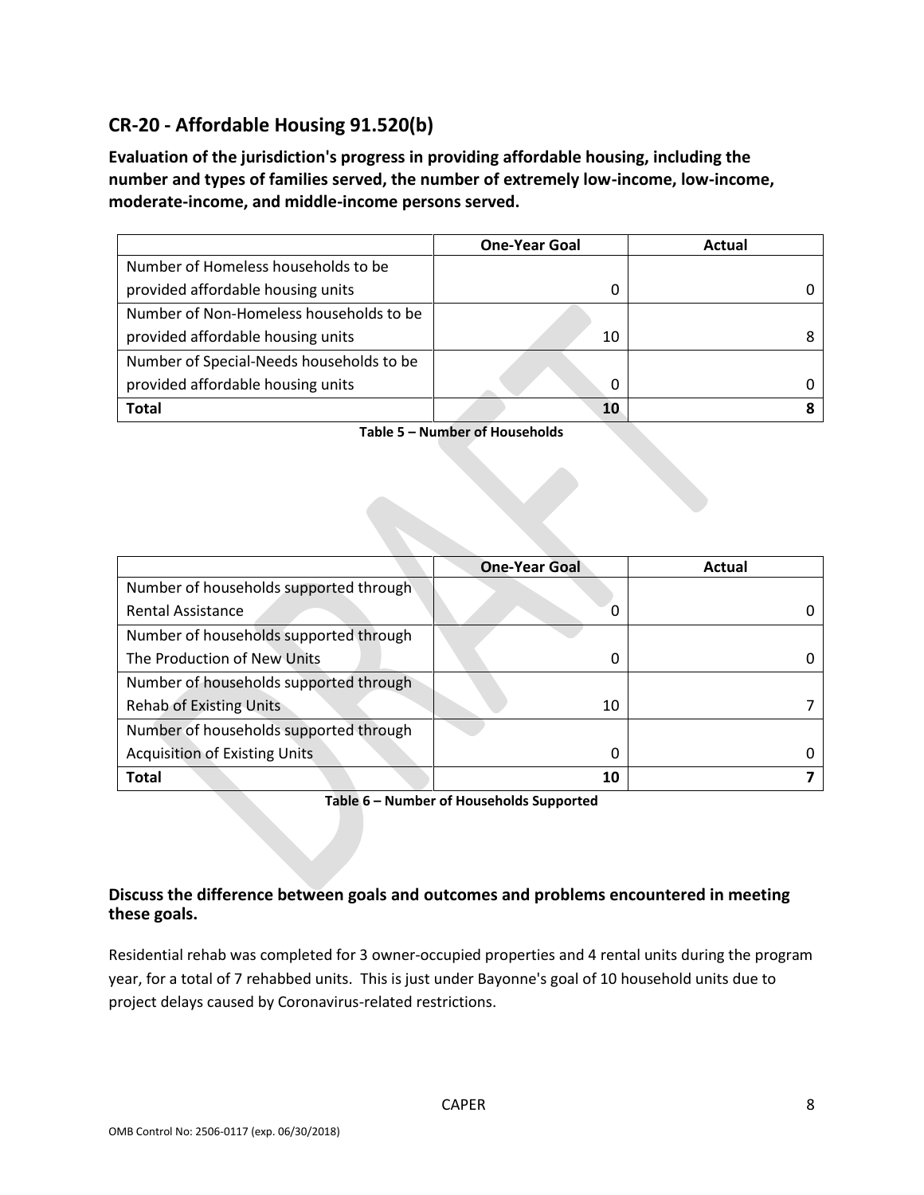## CR-20 - Affordable Housing 91.520(b)

**Evaluation of the jurisdiction's progress in providing affordable housing, including the number and types of families served, the number of extremely low-income, low-income, moderate-income, and middle-income persons served.**

| | One-Year Goal | Actual |
|---|---|---|
| Number of Homeless households to be provided affordable housing units | 0 | 0 |
| Number of Non-Homeless households to be provided affordable housing units | 10 | 8 |
| Number of Special-Needs households to be provided affordable housing units | 0 | 0 |
| **Total** | **10** | **8** |

**Table 5 – Number of Households**

| | One-Year Goal | Actual |
|---|---|---|
| Number of households supported through Rental Assistance | 0 | 0 |
| Number of households supported through The Production of New Units | 0 | 0 |
| Number of households supported through Rehab of Existing Units | 10 | 7 |
| Number of households supported through Acquisition of Existing Units | 0 | 0 |
| **Total** | **10** | **7** |

**Table 6 – Number of Households Supported**

### Discuss the difference between goals and outcomes and problems encountered in meeting these goals.

Residential rehab was completed for 3 owner-occupied properties and 4 rental units during the program year, for a total of 7 rehabbed units. This is just under Bayonne's goal of 10 household units due to project delays caused by Coronavirus-related restrictions.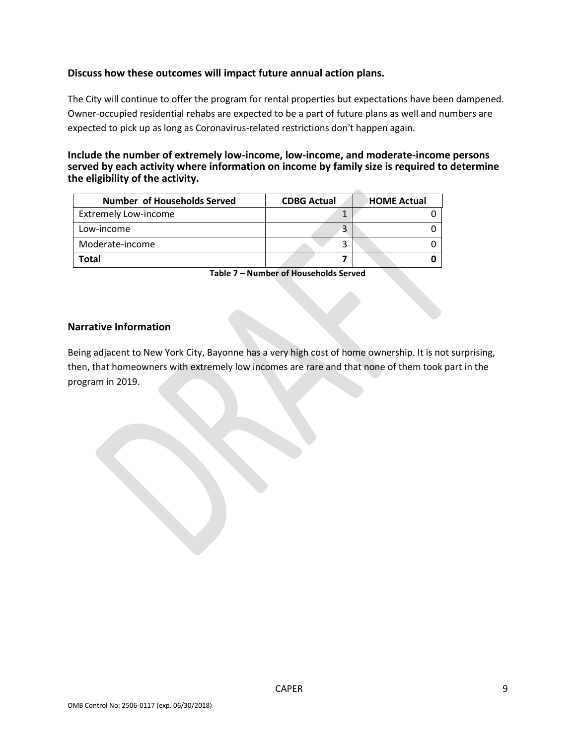### Discuss how these outcomes will impact future annual action plans.

The City will continue to offer the program for rental properties but expectations have been dampened. Owner-occupied residential rehabs are expected to be a part of future plans as well and numbers are expected to pick up as long as Coronavirus-related restrictions don't happen again.

### Include the number of extremely low-income, low-income, and moderate-income persons served by each activity where information on income by family size is required to determine the eligibility of the activity.

| Number of Households Served | CDBG Actual | HOME Actual |
|---|---|---|
| Extremely Low-income | 1 | 0 |
| Low-income | 3 | 0 |
| Moderate-income | 3 | 0 |
| **Total** | **7** | **0** |

**Table 7 – Number of Households Served**

### Narrative Information

Being adjacent to New York City, Bayonne has a very high cost of home ownership. It is not surprising, then, that homeowners with extremely low incomes are rare and that none of them took part in the program in 2019.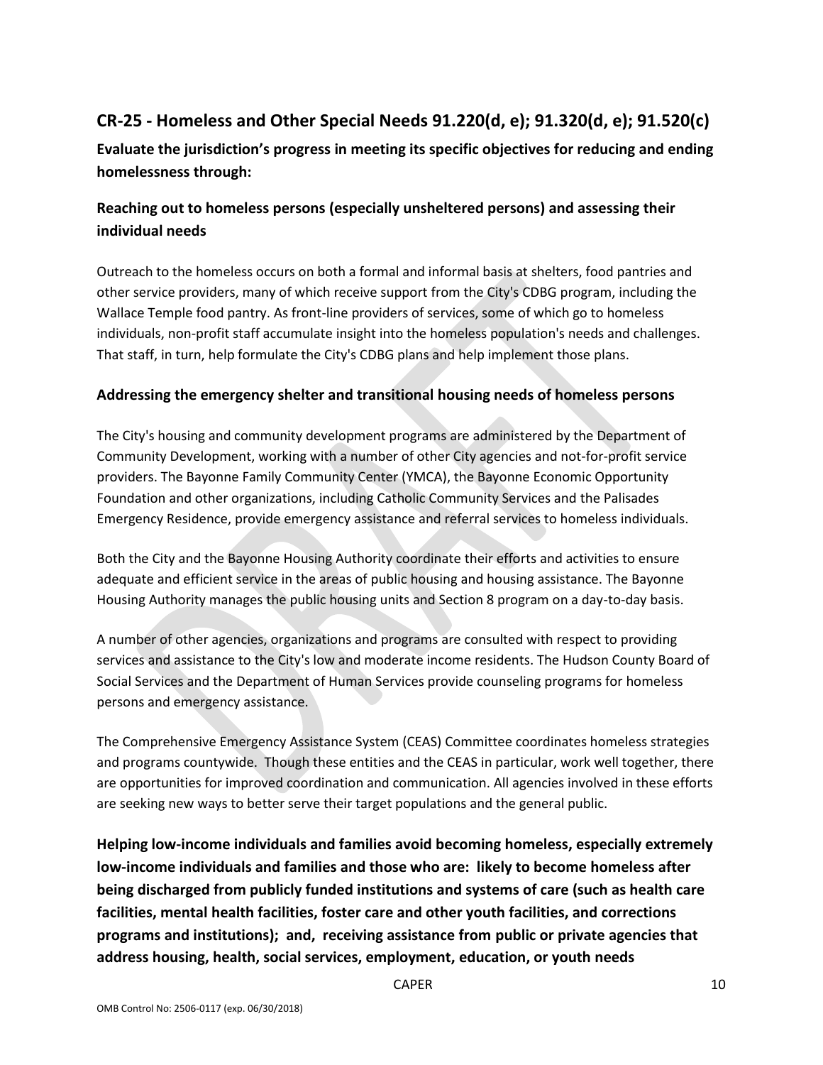## CR-25 - Homeless and Other Special Needs 91.220(d, e); 91.320(d, e); 91.520(c)

**Evaluate the jurisdiction's progress in meeting its specific objectives for reducing and ending homelessness through:**

### Reaching out to homeless persons (especially unsheltered persons) and assessing their individual needs

Outreach to the homeless occurs on both a formal and informal basis at shelters, food pantries and other service providers, many of which receive support from the City's CDBG program, including the Wallace Temple food pantry. As front-line providers of services, some of which go to homeless individuals, non-profit staff accumulate insight into the homeless population's needs and challenges. That staff, in turn, help formulate the City's CDBG plans and help implement those plans.

### Addressing the emergency shelter and transitional housing needs of homeless persons

The City's housing and community development programs are administered by the Department of Community Development, working with a number of other City agencies and not-for-profit service providers. The Bayonne Family Community Center (YMCA), the Bayonne Economic Opportunity Foundation and other organizations, including Catholic Community Services and the Palisades Emergency Residence, provide emergency assistance and referral services to homeless individuals.

Both the City and the Bayonne Housing Authority coordinate their efforts and activities to ensure adequate and efficient service in the areas of public housing and housing assistance. The Bayonne Housing Authority manages the public housing units and Section 8 program on a day-to-day basis.

A number of other agencies, organizations and programs are consulted with respect to providing services and assistance to the City's low and moderate income residents. The Hudson County Board of Social Services and the Department of Human Services provide counseling programs for homeless persons and emergency assistance.

The Comprehensive Emergency Assistance System (CEAS) Committee coordinates homeless strategies and programs countywide. Though these entities and the CEAS in particular, work well together, there are opportunities for improved coordination and communication. All agencies involved in these efforts are seeking new ways to better serve their target populations and the general public.

### Helping low-income individuals and families avoid becoming homeless, especially extremely low-income individuals and families and those who are: likely to become homeless after being discharged from publicly funded institutions and systems of care (such as health care facilities, mental health facilities, foster care and other youth facilities, and corrections programs and institutions); and, receiving assistance from public or private agencies that address housing, health, social services, employment, education, or youth needs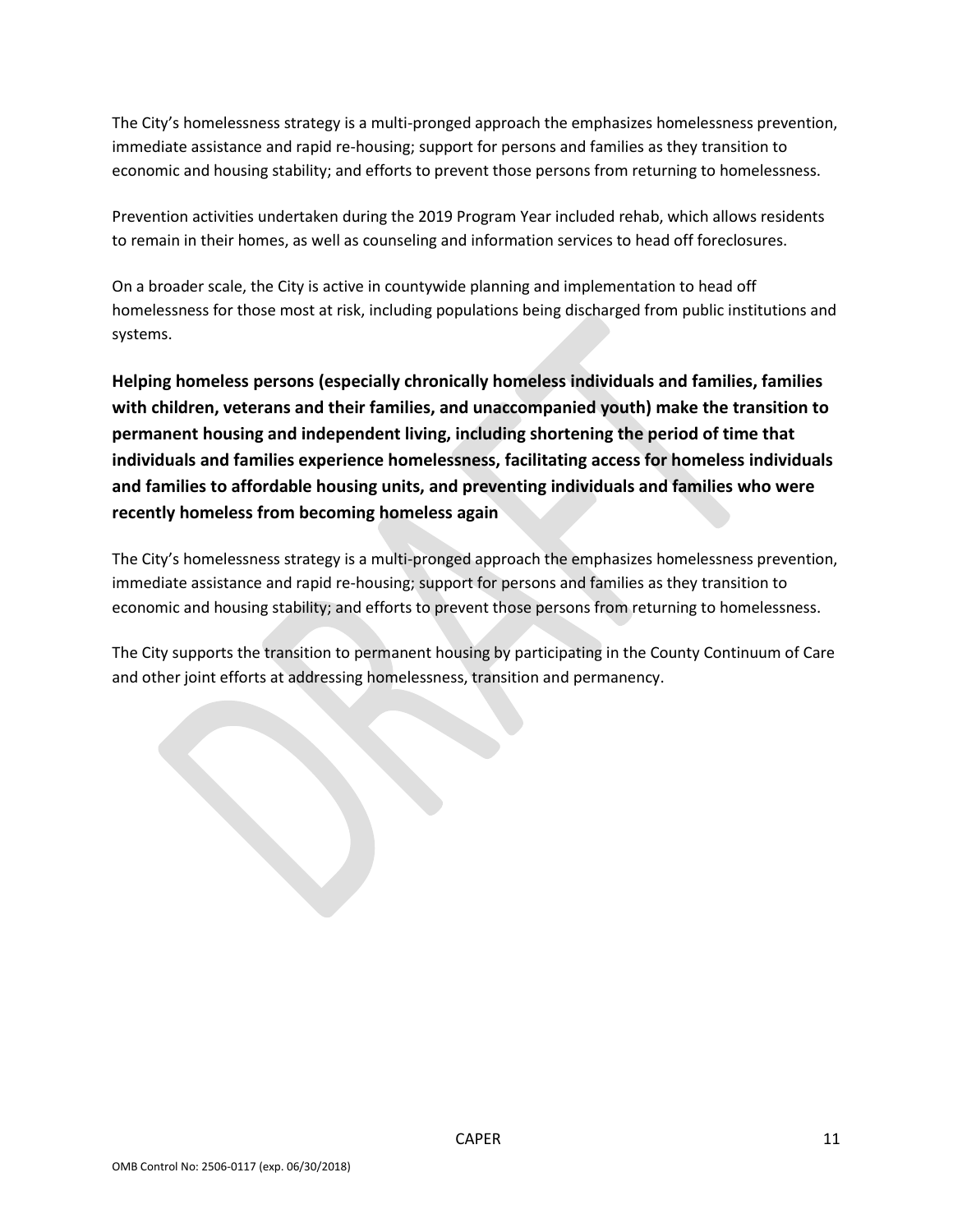The City's homelessness strategy is a multi-pronged approach the emphasizes homelessness prevention, immediate assistance and rapid re-housing; support for persons and families as they transition to economic and housing stability; and efforts to prevent those persons from returning to homelessness.

Prevention activities undertaken during the 2019 Program Year included rehab, which allows residents to remain in their homes, as well as counseling and information services to head off foreclosures.

On a broader scale, the City is active in countywide planning and implementation to head off homelessness for those most at risk, including populations being discharged from public institutions and systems.

### Helping homeless persons (especially chronically homeless individuals and families, families with children, veterans and their families, and unaccompanied youth) make the transition to permanent housing and independent living, including shortening the period of time that individuals and families experience homelessness, facilitating access for homeless individuals and families to affordable housing units, and preventing individuals and families who were recently homeless from becoming homeless again

The City's homelessness strategy is a multi-pronged approach the emphasizes homelessness prevention, immediate assistance and rapid re-housing; support for persons and families as they transition to economic and housing stability; and efforts to prevent those persons from returning to homelessness.

The City supports the transition to permanent housing by participating in the County Continuum of Care and other joint efforts at addressing homelessness, transition and permanency.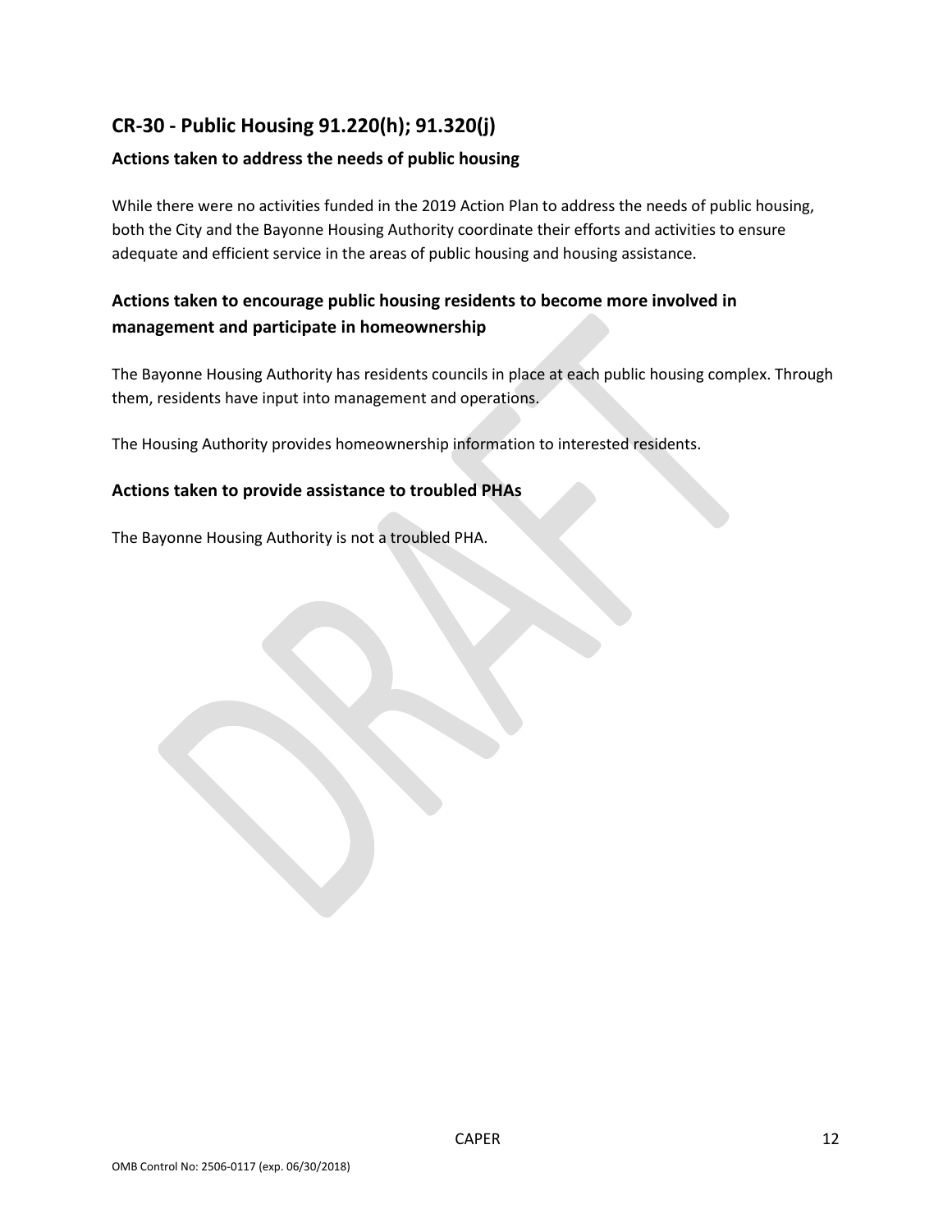## CR-30 - Public Housing 91.220(h); 91.320(j)

### Actions taken to address the needs of public housing

While there were no activities funded in the 2019 Action Plan to address the needs of public housing, both the City and the Bayonne Housing Authority coordinate their efforts and activities to ensure adequate and efficient service in the areas of public housing and housing assistance.

### Actions taken to encourage public housing residents to become more involved in management and participate in homeownership

The Bayonne Housing Authority has residents councils in place at each public housing complex. Through them, residents have input into management and operations.

The Housing Authority provides homeownership information to interested residents.

### Actions taken to provide assistance to troubled PHAs

The Bayonne Housing Authority is not a troubled PHA.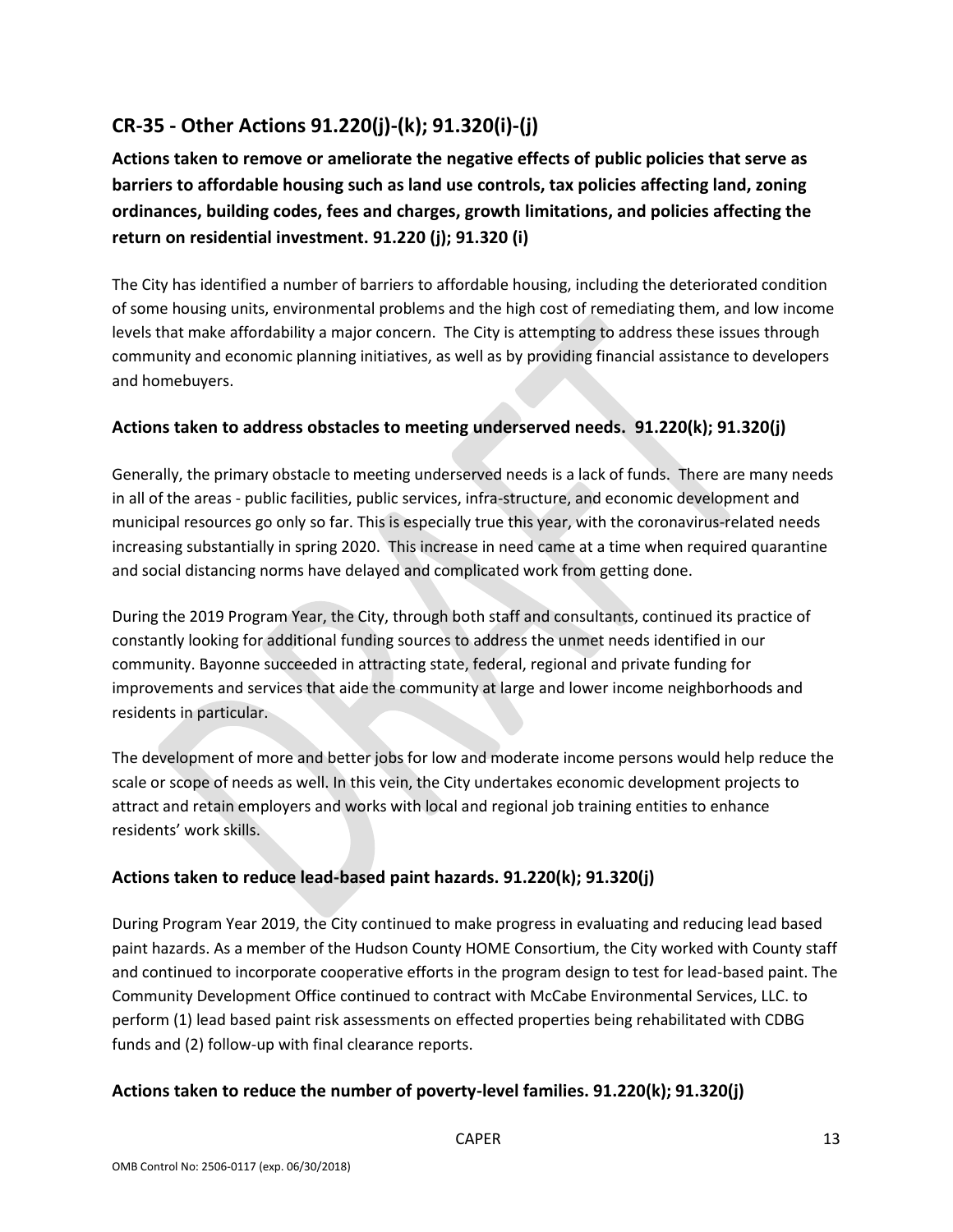## CR-35 - Other Actions 91.220(j)-(k); 91.320(i)-(j)

**Actions taken to remove or ameliorate the negative effects of public policies that serve as barriers to affordable housing such as land use controls, tax policies affecting land, zoning ordinances, building codes, fees and charges, growth limitations, and policies affecting the return on residential investment. 91.220 (j); 91.320 (i)**

The City has identified a number of barriers to affordable housing, including the deteriorated condition of some housing units, environmental problems and the high cost of remediating them, and low income levels that make affordability a major concern. The City is attempting to address these issues through community and economic planning initiatives, as well as by providing financial assistance to developers and homebuyers.

### Actions taken to address obstacles to meeting underserved needs. 91.220(k); 91.320(j)

Generally, the primary obstacle to meeting underserved needs is a lack of funds. There are many needs in all of the areas - public facilities, public services, infra-structure, and economic development and municipal resources go only so far. This is especially true this year, with the coronavirus-related needs increasing substantially in spring 2020. This increase in need came at a time when required quarantine and social distancing norms have delayed and complicated work from getting done.

During the 2019 Program Year, the City, through both staff and consultants, continued its practice of constantly looking for additional funding sources to address the unmet needs identified in our community. Bayonne succeeded in attracting state, federal, regional and private funding for improvements and services that aide the community at large and lower income neighborhoods and residents in particular.

The development of more and better jobs for low and moderate income persons would help reduce the scale or scope of needs as well. In this vein, the City undertakes economic development projects to attract and retain employers and works with local and regional job training entities to enhance residents' work skills.

### Actions taken to reduce lead-based paint hazards. 91.220(k); 91.320(j)

During Program Year 2019, the City continued to make progress in evaluating and reducing lead based paint hazards. As a member of the Hudson County HOME Consortium, the City worked with County staff and continued to incorporate cooperative efforts in the program design to test for lead-based paint. The Community Development Office continued to contract with McCabe Environmental Services, LLC. to perform (1) lead based paint risk assessments on effected properties being rehabilitated with CDBG funds and (2) follow-up with final clearance reports.

### Actions taken to reduce the number of poverty-level families. 91.220(k); 91.320(j)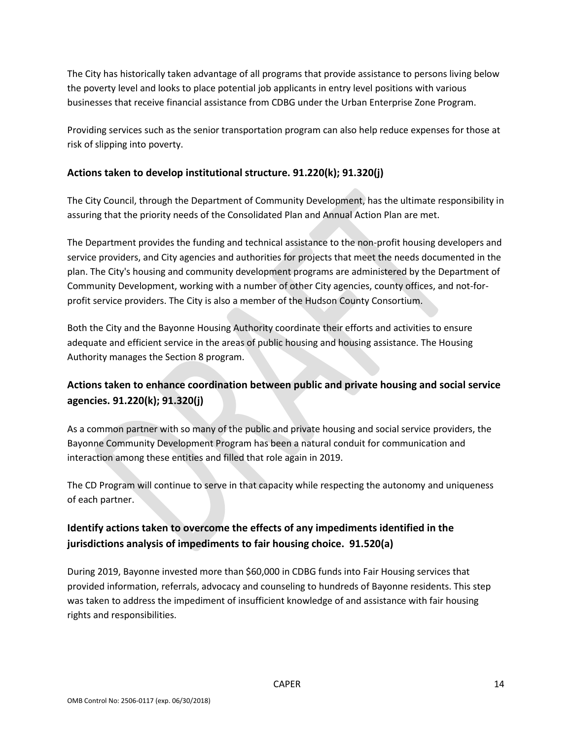The City has historically taken advantage of all programs that provide assistance to persons living below the poverty level and looks to place potential job applicants in entry level positions with various businesses that receive financial assistance from CDBG under the Urban Enterprise Zone Program.

Providing services such as the senior transportation program can also help reduce expenses for those at risk of slipping into poverty.

## Actions taken to develop institutional structure. 91.220(k); 91.320(j)

The City Council, through the Department of Community Development, has the ultimate responsibility in assuring that the priority needs of the Consolidated Plan and Annual Action Plan are met.

The Department provides the funding and technical assistance to the non-profit housing developers and service providers, and City agencies and authorities for projects that meet the needs documented in the plan. The City's housing and community development programs are administered by the Department of Community Development, working with a number of other City agencies, county offices, and not-for-profit service providers. The City is also a member of the Hudson County Consortium.

Both the City and the Bayonne Housing Authority coordinate their efforts and activities to ensure adequate and efficient service in the areas of public housing and housing assistance. The Housing Authority manages the Section 8 program.

## Actions taken to enhance coordination between public and private housing and social service agencies. 91.220(k); 91.320(j)

As a common partner with so many of the public and private housing and social service providers, the Bayonne Community Development Program has been a natural conduit for communication and interaction among these entities and filled that role again in 2019.

The CD Program will continue to serve in that capacity while respecting the autonomy and uniqueness of each partner.

## Identify actions taken to overcome the effects of any impediments identified in the jurisdictions analysis of impediments to fair housing choice. 91.520(a)

During 2019, Bayonne invested more than $60,000 in CDBG funds into Fair Housing services that provided information, referrals, advocacy and counseling to hundreds of Bayonne residents. This step was taken to address the impediment of insufficient knowledge of and assistance with fair housing rights and responsibilities.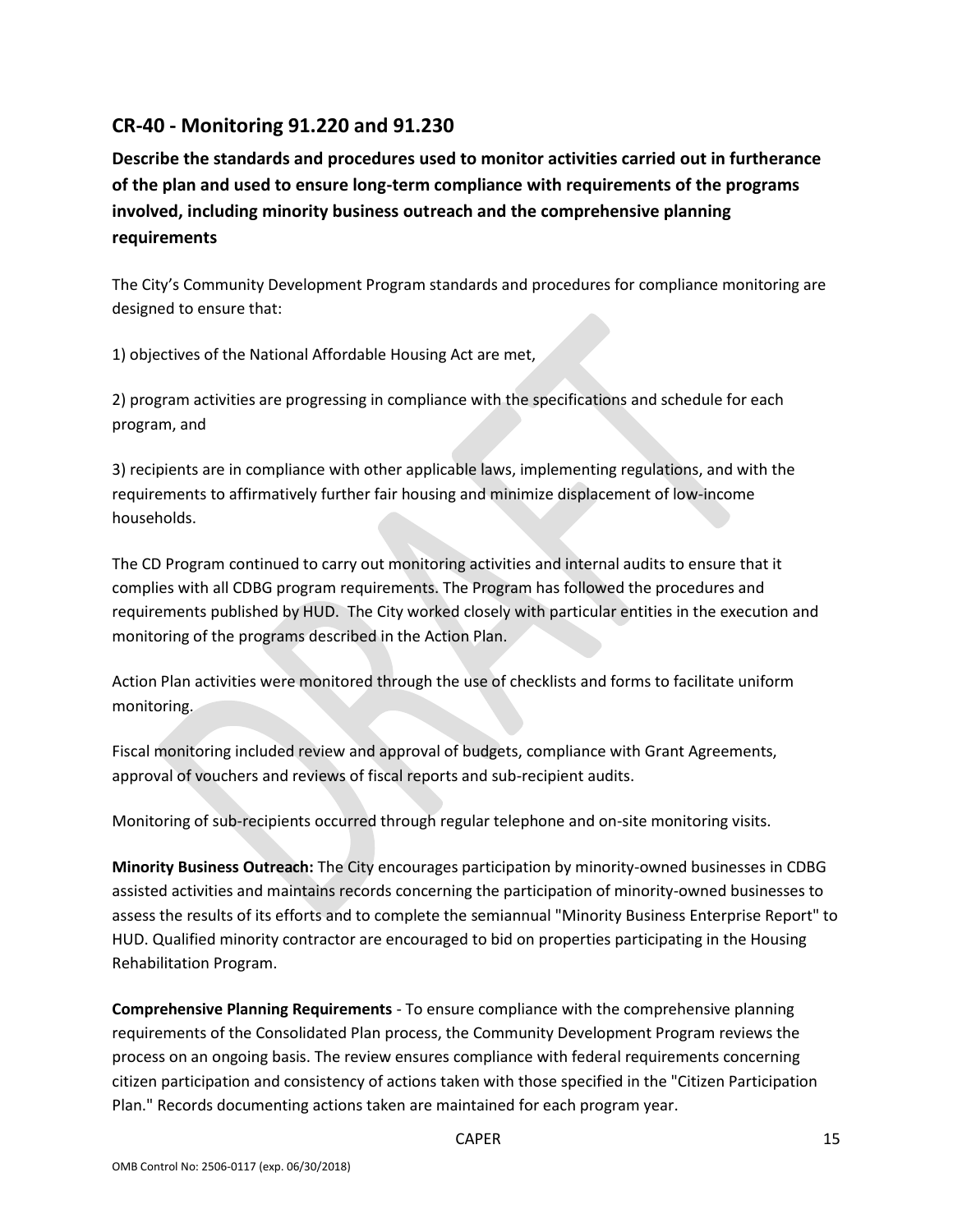## CR-40 - Monitoring 91.220 and 91.230

**Describe the standards and procedures used to monitor activities carried out in furtherance of the plan and used to ensure long-term compliance with requirements of the programs involved, including minority business outreach and the comprehensive planning requirements**

The City's Community Development Program standards and procedures for compliance monitoring are designed to ensure that:

1) objectives of the National Affordable Housing Act are met,

2) program activities are progressing in compliance with the specifications and schedule for each program, and

3) recipients are in compliance with other applicable laws, implementing regulations, and with the requirements to affirmatively further fair housing and minimize displacement of low-income households.

The CD Program continued to carry out monitoring activities and internal audits to ensure that it complies with all CDBG program requirements. The Program has followed the procedures and requirements published by HUD. The City worked closely with particular entities in the execution and monitoring of the programs described in the Action Plan.

Action Plan activities were monitored through the use of checklists and forms to facilitate uniform monitoring.

Fiscal monitoring included review and approval of budgets, compliance with Grant Agreements, approval of vouchers and reviews of fiscal reports and sub-recipient audits.

Monitoring of sub-recipients occurred through regular telephone and on-site monitoring visits.

**Minority Business Outreach:** The City encourages participation by minority-owned businesses in CDBG assisted activities and maintains records concerning the participation of minority-owned businesses to assess the results of its efforts and to complete the semiannual "Minority Business Enterprise Report" to HUD. Qualified minority contractor are encouraged to bid on properties participating in the Housing Rehabilitation Program.

**Comprehensive Planning Requirements** - To ensure compliance with the comprehensive planning requirements of the Consolidated Plan process, the Community Development Program reviews the process on an ongoing basis. The review ensures compliance with federal requirements concerning citizen participation and consistency of actions taken with those specified in the "Citizen Participation Plan." Records documenting actions taken are maintained for each program year.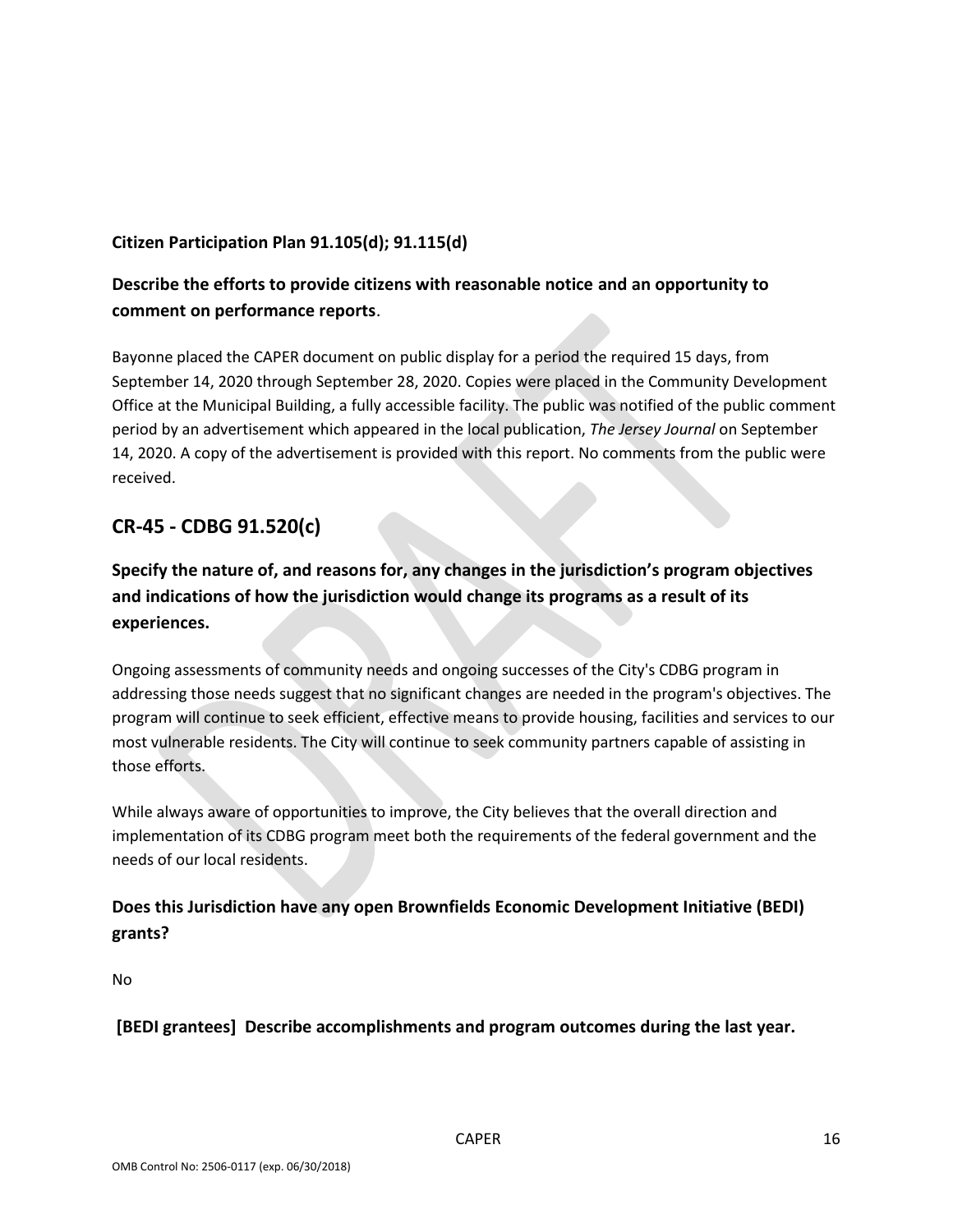**Citizen Participation Plan 91.105(d); 91.115(d)**

### Describe the efforts to provide citizens with reasonable notice and an opportunity to comment on performance reports.

Bayonne placed the CAPER document on public display for a period the required 15 days, from September 14, 2020 through September 28, 2020. Copies were placed in the Community Development Office at the Municipal Building, a fully accessible facility. The public was notified of the public comment period by an advertisement which appeared in the local publication, *The Jersey Journal* on September 14, 2020. A copy of the advertisement is provided with this report. No comments from the public were received.

## CR-45 - CDBG 91.520(c)

### Specify the nature of, and reasons for, any changes in the jurisdiction's program objectives and indications of how the jurisdiction would change its programs as a result of its experiences.

Ongoing assessments of community needs and ongoing successes of the City's CDBG program in addressing those needs suggest that no significant changes are needed in the program's objectives. The program will continue to seek efficient, effective means to provide housing, facilities and services to our most vulnerable residents. The City will continue to seek community partners capable of assisting in those efforts.

While always aware of opportunities to improve, the City believes that the overall direction and implementation of its CDBG program meet both the requirements of the federal government and the needs of our local residents.

### Does this Jurisdiction have any open Brownfields Economic Development Initiative (BEDI) grants?

No

**[BEDI grantees] Describe accomplishments and program outcomes during the last year.**